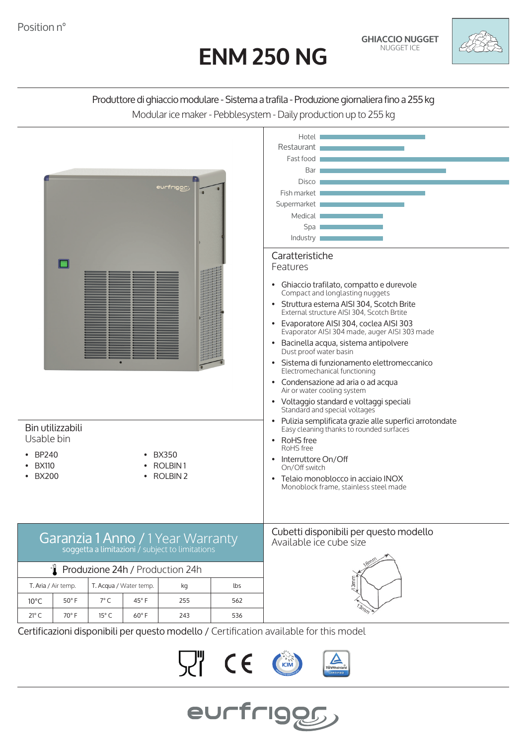Position n°

# ENM 250 NG

**GHIACCIO NUGGET**
NUGGET ICE

Produttore di ghiaccio modulare - Sistema a trafila - Produzione giornaliera fino a 255 kg
Modular ice maker - Pebblesystem - Daily production up to 255 kg

Hotel
Restaurant
Fast food
Bar
Disco
Fish market
Supermarket
Medical
Spa
Industry

## Caratteristiche
Features

- Ghiaccio trafilato, compatto e durevole
  Compact and longlasting nuggets
- Struttura esterna AISI 304, Scotch Brite
  External structure AISI 304, Scotch Brtite
- Evaporatore AISI 304, coclea AISI 303
  Evaporator AISI 304 made, auger AISI 303 made
- Bacinella acqua, sistema antipolvere
  Dust proof water basin
- Sistema di funzionamento elettromeccanico
  Electromechanical functioning
- Condensazione ad aria o ad acqua
  Air or water cooling system
- Voltaggio standard e voltaggi speciali
  Standard and special voltages
- Pulizia semplificata grazie alle superfici arrotondate
  Easy cleaning thanks to rounded surfaces
- RoHS free
  RoHS free
- Interruttore On/Off
  On/Off switch
- Telaio monoblocco in acciaio INOX
  Monoblock frame, stainless steel made

## Bin utilizzabili
Usable bin

- BP240
- BX110
- BX200
- BX350
- ROLBIN 1
- ROLBIN 2

## Garanzia 1 Anno / 1 Year Warranty
soggetta a limitazioni / subject to limitations

### Produzione 24h / Production 24h

| T. Aria / Air temp. | | T. Acqua / Water temp. | | kg | lbs |
|---|---|---|---|---|---|
| 10°C | 50° F | 7° C | 45° F | 255 | 562 |
| 21° C | 70° F | 15° C | 60° F | 243 | 536 |

## Cubetti disponibili per questo modello
Available ice cube size

18mm
13mm
13mm

Certificazioni disponibili per questo modello / Certification available for this model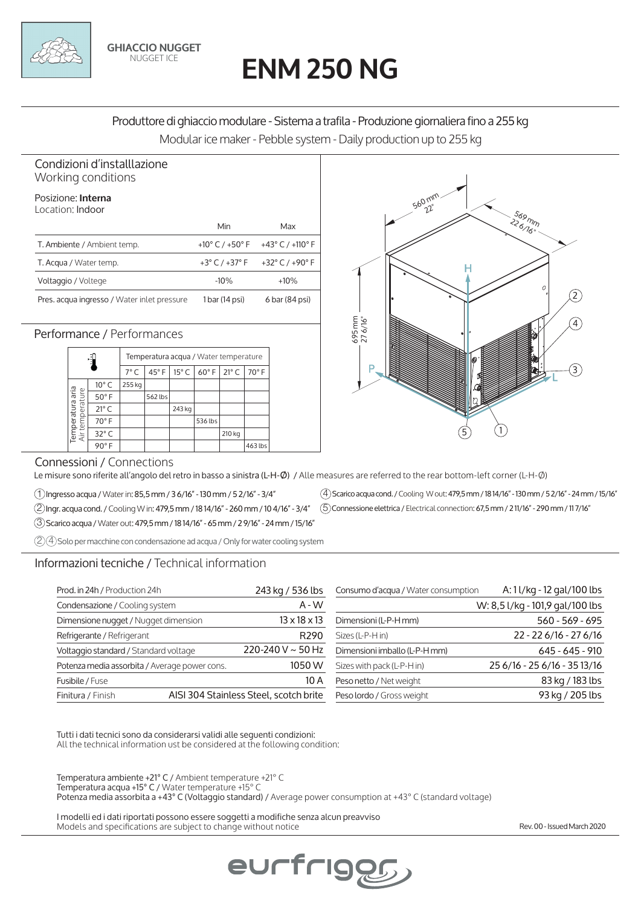GHIACCIO NUGGET
NUGGET ICE

# ENM 250 NG

Produttore di ghiaccio modulare - Sistema a trafila - Produzione giornaliera fino a 255 kg
Modular ice maker - Pebble system - Daily production up to 255 kg

## Condizioni d'installlazione
Working conditions

Posizione: **Interna**
Location: Indoor

| | Min | Max |
|---|---|---|
| T. Ambiente / Ambient temp. | +10° C / +50° F | +43° C / +110° F |
| T. Acqua / Water temp. | +3° C / +37° F | +32° C / +90° F |
| Voltaggio / Voltege | -10% | +10% |
| Pres. acqua ingresso / Water inlet pressure | 1 bar (14 psi) | 6 bar (84 psi) |

560 mm
22"
569 mm
22 6/16"
695 mm
27 6/16"
H
P
L

## Performance / Performances

| Temperatura aria / Air temperature | Temperatura acqua / Water temperature 7° C | 45° F | 15° C | 60° F | 21° C | 70° F |
|---|---|---|---|---|---|---|
| 10° C | 255 kg | | | | | |
| 50° F | | 562 lbs | | | | |
| 21° C | | | 243 kg | | | |
| 70° F | | | | 536 lbs | | |
| 32° C | | | | | 210 kg | |
| 90° F | | | | | | 463 lbs |

## Connessioni / Connections

Le misure sono riferite all'angolo del retro in basso a sinistra (L-H-Ø) / Alle measures are referred to the rear bottom-left corner (L-H-Ø)

1. Ingresso acqua / Water in: 85,5 mm / 3 6/16" - 130 mm / 5 2/16" - 3/4"
2. Ingr. acqua cond. / Cooling W in: 479,5 mm / 18 14/16" - 260 mm / 10 4/16" - 3/4"
3. Scarico acqua / Water out: 479,5 mm / 18 14/16" - 65 mm / 2 9/16" - 24 mm / 15/16"
4. Scarico acqua cond. / Cooling W out: 479,5 mm / 18 14/16" - 130 mm / 5 2/16" - 24 mm / 15/16"
5. Connessione elettrica / Electrical connection: 67,5 mm / 2 11/16" - 290 mm / 11 7/16"

(2)(4) Solo per macchine con condensazione ad acqua / Only for water cooling system

## Informazioni tecniche / Technical information

| | |
|---|---|
| Prod. in 24h / Production 24h | 243 kg / 536 lbs |
| Condensazione / Cooling system | A - W |
| Dimensione nugget / Nugget dimension | 13 x 18 x 13 |
| Refrigerante / Refrigerant | R290 |
| Voltaggio standard / Standard voltage | 220-240 V ~ 50 Hz |
| Potenza media assorbita / Average power cons. | 1050 W |
| Fusibile / Fuse | 10 A |
| Finitura / Finish | AISI 304 Stainless Steel, scotch brite |

| | |
|---|---|
| Consumo d'acqua / Water consumption | A: 1 l/kg - 12 gal/100 lbs |
| | W: 8,5 l/kg - 101,9 gal/100 lbs |
| Dimensioni (L-P-H mm) | 560 - 569 - 695 |
| Sizes (L-P-H in) | 22 - 22 6/16 - 27 6/16 |
| Dimensioni imballo (L-P-H mm) | 645 - 645 - 910 |
| Sizes with pack (L-P-H in) | 25 6/16 - 25 6/16 - 35 13/16 |
| Peso netto / Net weight | 83 kg / 183 lbs |
| Peso lordo / Gross weight | 93 kg / 205 lbs |

Tutti i dati tecnici sono da considerarsi validi alle seguenti condizioni:
All the technical information ust be considered at the following condition:

Temperatura ambiente +21° C / Ambient temperature +21° C
Temperatura acqua +15° C / Water temperature +15° C
Potenza media assorbita a +43° C (Voltaggio standard) / Average power consumption at +43° C (standard voltage)

I modelli ed i dati riportati possono essere soggetti a modifiche senza alcun preavviso
Models and specifications are subject to change without notice

Rev. 00 - Issued March 2020

eurfrigor